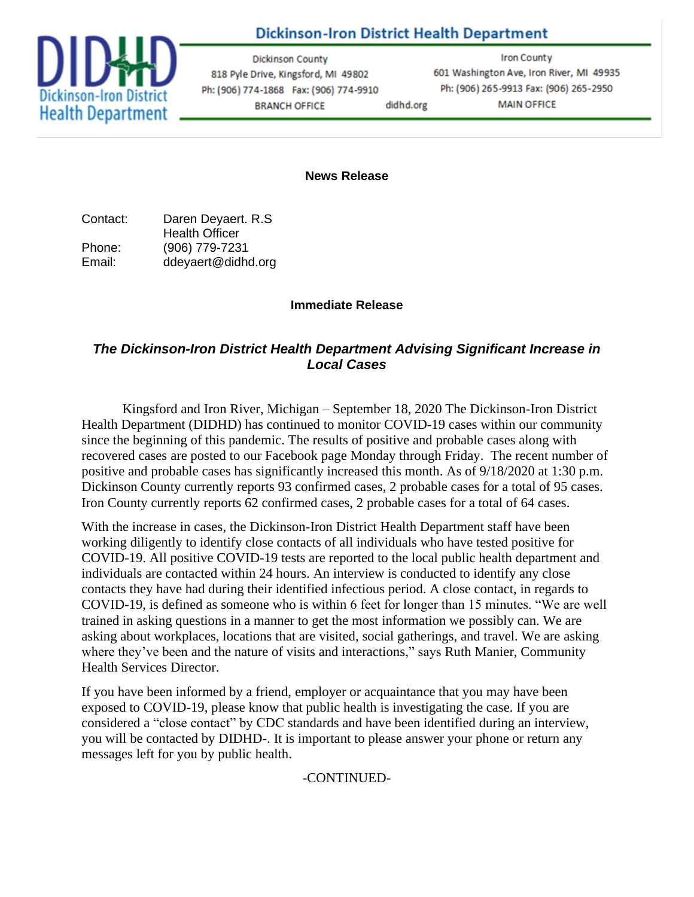# Dickinson-Iron District Health Department

Dickinson County
818 Pyle Drive, Kingsford, MI 49802
Ph: (906) 774-1868 Fax: (906) 774-9910
BRANCH OFFICE

didhd.org

Iron County
601 Washington Ave, Iron River, MI 49935
Ph: (906) 265-9913 Fax: (906) 265-2950
MAIN OFFICE

**News Release**

Contact: Daren Deyaert. R.S
Health Officer
Phone: (906) 779-7231
Email: ddeyaert@didhd.org

**Immediate Release**

## *The Dickinson-Iron District Health Department Advising Significant Increase in Local Cases*

Kingsford and Iron River, Michigan – September 18, 2020 The Dickinson-Iron District Health Department (DIDHD) has continued to monitor COVID-19 cases within our community since the beginning of this pandemic. The results of positive and probable cases along with recovered cases are posted to our Facebook page Monday through Friday. The recent number of positive and probable cases has significantly increased this month. As of 9/18/2020 at 1:30 p.m. Dickinson County currently reports 93 confirmed cases, 2 probable cases for a total of 95 cases. Iron County currently reports 62 confirmed cases, 2 probable cases for a total of 64 cases.

With the increase in cases, the Dickinson-Iron District Health Department staff have been working diligently to identify close contacts of all individuals who have tested positive for COVID-19. All positive COVID-19 tests are reported to the local public health department and individuals are contacted within 24 hours. An interview is conducted to identify any close contacts they have had during their identified infectious period. A close contact, in regards to COVID-19, is defined as someone who is within 6 feet for longer than 15 minutes. "We are well trained in asking questions in a manner to get the most information we possibly can. We are asking about workplaces, locations that are visited, social gatherings, and travel. We are asking where they've been and the nature of visits and interactions," says Ruth Manier, Community Health Services Director.

If you have been informed by a friend, employer or acquaintance that you may have been exposed to COVID-19, please know that public health is investigating the case. If you are considered a "close contact" by CDC standards and have been identified during an interview, you will be contacted by DIDHD-. It is important to please answer your phone or return any messages left for you by public health.

-CONTINUED-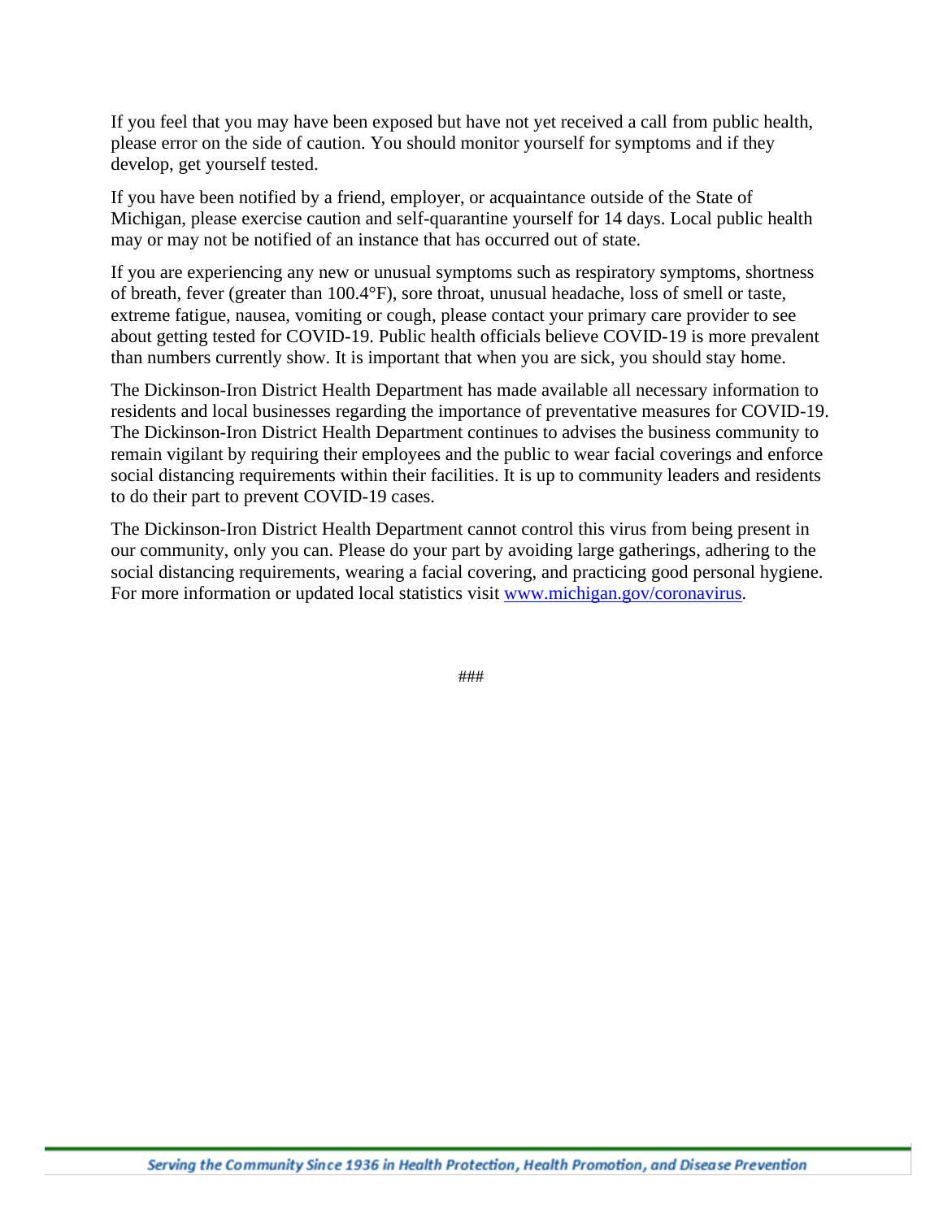If you feel that you may have been exposed but have not yet received a call from public health, please error on the side of caution. You should monitor yourself for symptoms and if they develop, get yourself tested.

If you have been notified by a friend, employer, or acquaintance outside of the State of Michigan, please exercise caution and self-quarantine yourself for 14 days. Local public health may or may not be notified of an instance that has occurred out of state.

If you are experiencing any new or unusual symptoms such as respiratory symptoms, shortness of breath, fever (greater than 100.4°F), sore throat, unusual headache, loss of smell or taste, extreme fatigue, nausea, vomiting or cough, please contact your primary care provider to see about getting tested for COVID-19. Public health officials believe COVID-19 is more prevalent than numbers currently show. It is important that when you are sick, you should stay home.

The Dickinson-Iron District Health Department has made available all necessary information to residents and local businesses regarding the importance of preventative measures for COVID-19. The Dickinson-Iron District Health Department continues to advises the business community to remain vigilant by requiring their employees and the public to wear facial coverings and enforce social distancing requirements within their facilities. It is up to community leaders and residents to do their part to prevent COVID-19 cases.

The Dickinson-Iron District Health Department cannot control this virus from being present in our community, only you can. Please do your part by avoiding large gatherings, adhering to the social distancing requirements, wearing a facial covering, and practicing good personal hygiene. For more information or updated local statistics visit [www.michigan.gov/coronavirus](http://www.michigan.gov/coronavirus).

###